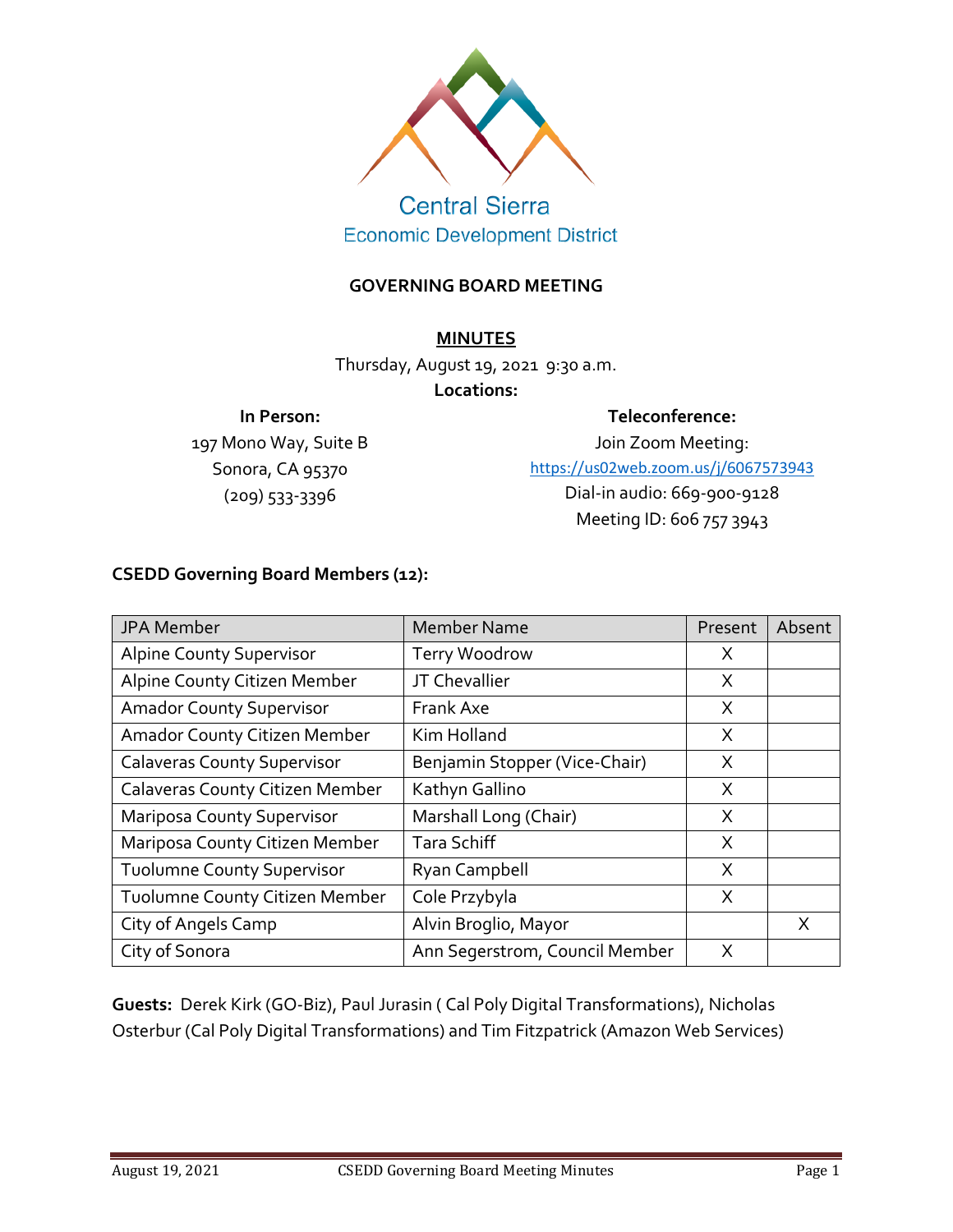Central Sierra
Economic Development District

**GOVERNING BOARD MEETING**

**MINUTES**

Thursday, August 19, 2021 9:30 a.m.

**Locations:**

**In Person:**
197 Mono Way, Suite B
Sonora, CA 95370
(209) 533-3396

**Teleconference:**
Join Zoom Meeting:
https://us02web.zoom.us/j/6067573943
Dial-in audio: 669-900-9128
Meeting ID: 606 757 3943

**CSEDD Governing Board Members (12):**

| JPA Member | Member Name | Present | Absent |
|---|---|---|---|
| Alpine County Supervisor | Terry Woodrow | X | |
| Alpine County Citizen Member | JT Chevallier | X | |
| Amador County Supervisor | Frank Axe | X | |
| Amador County Citizen Member | Kim Holland | X | |
| Calaveras County Supervisor | Benjamin Stopper (Vice-Chair) | X | |
| Calaveras County Citizen Member | Kathyn Gallino | X | |
| Mariposa County Supervisor | Marshall Long (Chair) | X | |
| Mariposa County Citizen Member | Tara Schiff | X | |
| Tuolumne County Supervisor | Ryan Campbell | X | |
| Tuolumne County Citizen Member | Cole Przybyla | X | |
| City of Angels Camp | Alvin Broglio, Mayor | | X |
| City of Sonora | Ann Segerstrom, Council Member | X | |

**Guests:** Derek Kirk (GO-Biz), Paul Jurasin ( Cal Poly Digital Transformations), Nicholas Osterbur (Cal Poly Digital Transformations) and Tim Fitzpatrick (Amazon Web Services)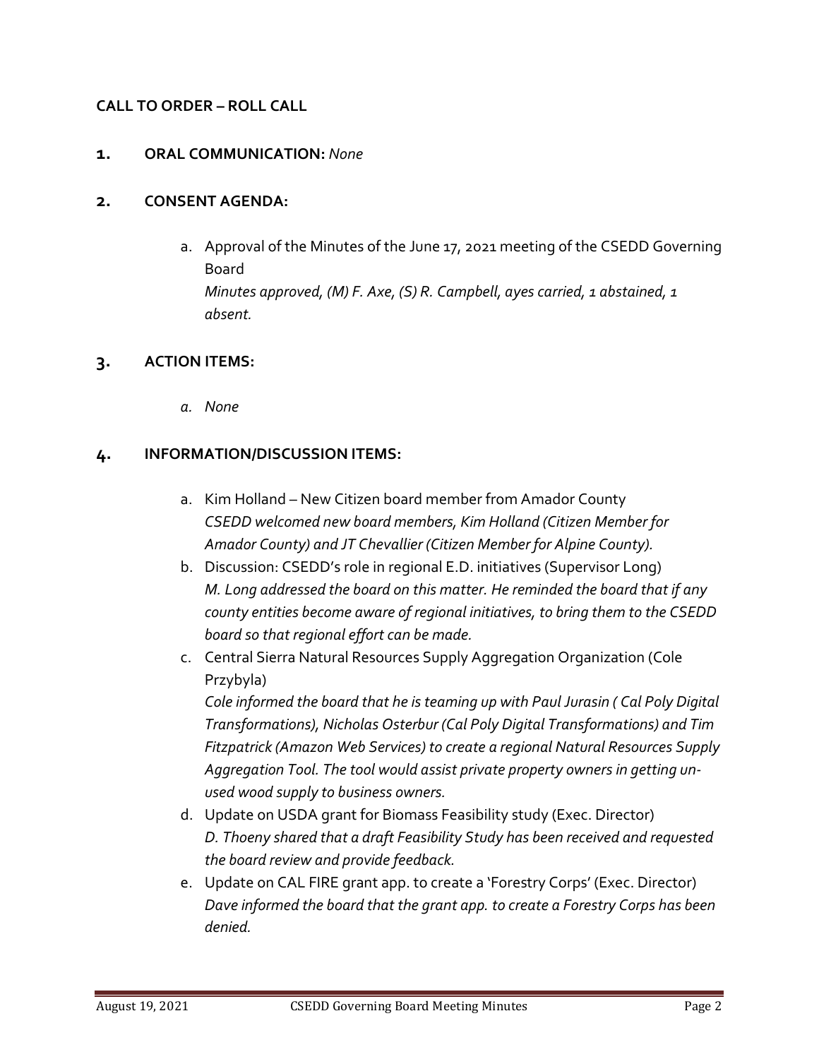**CALL TO ORDER – ROLL CALL**

**1. ORAL COMMUNICATION:** *None*

**2. CONSENT AGENDA:**

a. Approval of the Minutes of the June 17, 2021 meeting of the CSEDD Governing Board
*Minutes approved, (M) F. Axe, (S) R. Campbell, ayes carried, 1 abstained, 1 absent.*

**3. ACTION ITEMS:**

*a. None*

**4. INFORMATION/DISCUSSION ITEMS:**

a. Kim Holland – New Citizen board member from Amador County
*CSEDD welcomed new board members, Kim Holland (Citizen Member for Amador County) and JT Chevallier (Citizen Member for Alpine County).*

b. Discussion: CSEDD's role in regional E.D. initiatives (Supervisor Long)
*M. Long addressed the board on this matter. He reminded the board that if any county entities become aware of regional initiatives, to bring them to the CSEDD board so that regional effort can be made.*

c. Central Sierra Natural Resources Supply Aggregation Organization (Cole Przybyla)
*Cole informed the board that he is teaming up with Paul Jurasin ( Cal Poly Digital Transformations), Nicholas Osterbur (Cal Poly Digital Transformations) and Tim Fitzpatrick (Amazon Web Services) to create a regional Natural Resources Supply Aggregation Tool. The tool would assist private property owners in getting un-used wood supply to business owners.*

d. Update on USDA grant for Biomass Feasibility study (Exec. Director)
*D. Thoeny shared that a draft Feasibility Study has been received and requested the board review and provide feedback.*

e. Update on CAL FIRE grant app. to create a 'Forestry Corps' (Exec. Director)
*Dave informed the board that the grant app. to create a Forestry Corps has been denied.*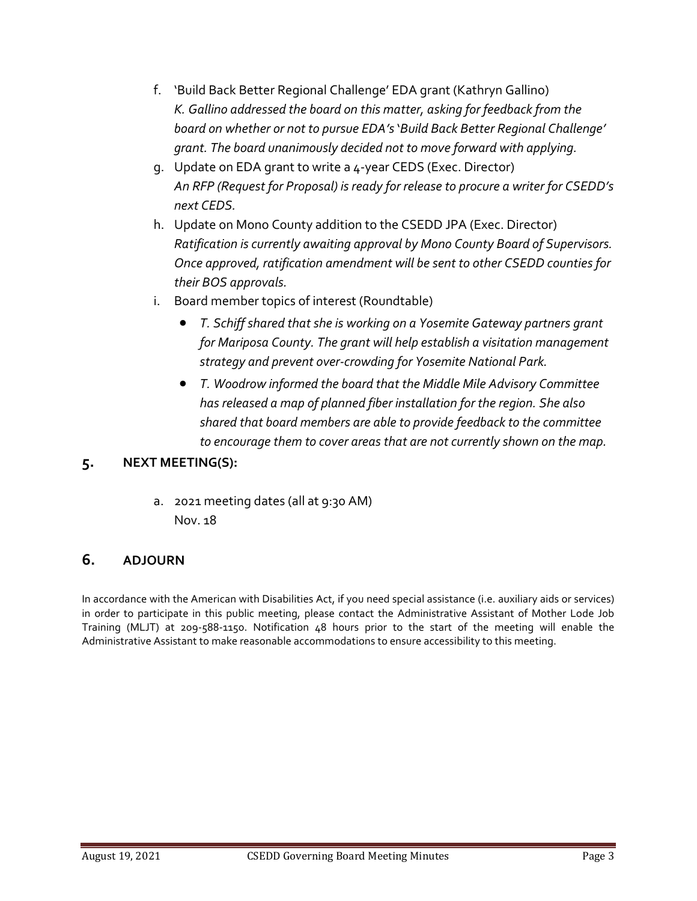f. 'Build Back Better Regional Challenge' EDA grant (Kathryn Gallino)
   *K. Gallino addressed the board on this matter, asking for feedback from the board on whether or not to pursue EDA's 'Build Back Better Regional Challenge' grant. The board unanimously decided not to move forward with applying.*
g. Update on EDA grant to write a 4-year CEDS (Exec. Director)
   *An RFP (Request for Proposal) is ready for release to procure a writer for CSEDD's next CEDS.*
h. Update on Mono County addition to the CSEDD JPA (Exec. Director)
   *Ratification is currently awaiting approval by Mono County Board of Supervisors. Once approved, ratification amendment will be sent to other CSEDD counties for their BOS approvals.*
i. Board member topics of interest (Roundtable)
   - *T. Schiff shared that she is working on a Yosemite Gateway partners grant for Mariposa County. The grant will help establish a visitation management strategy and prevent over-crowding for Yosemite National Park.*
   - *T. Woodrow informed the board that the Middle Mile Advisory Committee has released a map of planned fiber installation for the region. She also shared that board members are able to provide feedback to the committee to encourage them to cover areas that are not currently shown on the map.*

## 5. NEXT MEETING(S):

a. 2021 meeting dates (all at 9:30 AM)
   Nov. 18

## 6. ADJOURN

In accordance with the American with Disabilities Act, if you need special assistance (i.e. auxiliary aids or services) in order to participate in this public meeting, please contact the Administrative Assistant of Mother Lode Job Training (MLJT) at 209-588-1150. Notification 48 hours prior to the start of the meeting will enable the Administrative Assistant to make reasonable accommodations to ensure accessibility to this meeting.